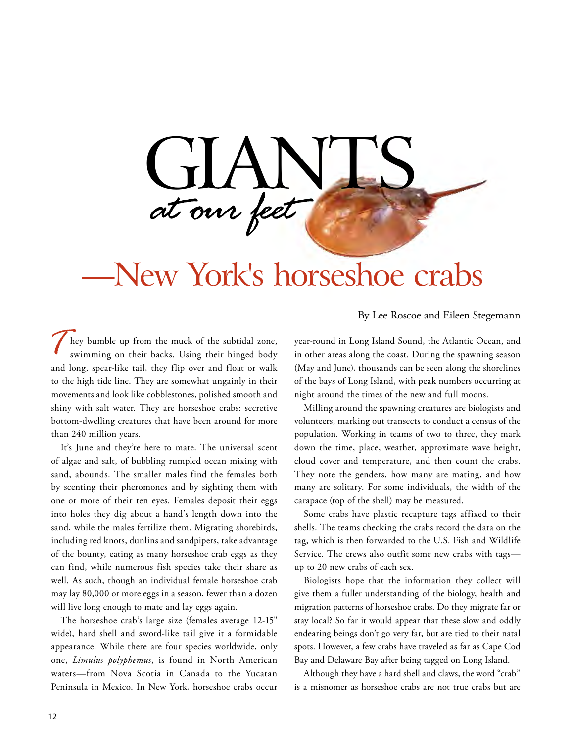# GIANTS *at our feet* —New York's horseshoe crabs

By Lee Roscoe and Eileen Stegemann

They bumble up from the muck of the subtidal zone, swimming on their backs. Using their hinged body and long, spear-like tail, they flip over and float or walk to the high tide line. They are somewhat ungainly in their movements and look like cobblestones, polished smooth and shiny with salt water. They are horseshoe crabs: secretive bottom-dwelling creatures that have been around for more than 240 million years.

It's June and they're here to mate. The universal scent of algae and salt, of bubbling rumpled ocean mixing with sand, abounds. The smaller males find the females both by scenting their pheromones and by sighting them with one or more of their ten eyes. Females deposit their eggs into holes they dig about a hand's length down into the sand, while the males fertilize them. Migrating shorebirds, including red knots, dunlins and sandpipers, take advantage of the bounty, eating as many horseshoe crab eggs as they can find, while numerous fish species take their share as well. As such, though an individual female horseshoe crab may lay 80,000 or more eggs in a season, fewer than a dozen will live long enough to mate and lay eggs again.

The horseshoe crab's large size (females average 12-15" wide), hard shell and sword-like tail give it a formidable appearance. While there are four species worldwide, only one, *Limulus polyphemus*, is found in North American waters—from Nova Scotia in Canada to the Yucatan Peninsula in Mexico. In New York, horseshoe crabs occur year-round in Long Island Sound, the Atlantic Ocean, and in other areas along the coast. During the spawning season (May and June), thousands can be seen along the shorelines of the bays of Long Island, with peak numbers occurring at night around the times of the new and full moons.

Milling around the spawning creatures are biologists and volunteers, marking out transects to conduct a census of the population. Working in teams of two to three, they mark down the time, place, weather, approximate wave height, cloud cover and temperature, and then count the crabs. They note the genders, how many are mating, and how many are solitary. For some individuals, the width of the carapace (top of the shell) may be measured.

Some crabs have plastic recapture tags affixed to their shells. The teams checking the crabs record the data on the tag, which is then forwarded to the U.S. Fish and Wildlife Service. The crews also outfit some new crabs with tags—up to 20 new crabs of each sex.

Biologists hope that the information they collect will give them a fuller understanding of the biology, health and migration patterns of horseshoe crabs. Do they migrate far or stay local? So far it would appear that these slow and oddly endearing beings don't go very far, but are tied to their natal spots. However, a few crabs have traveled as far as Cape Cod Bay and Delaware Bay after being tagged on Long Island.

Although they have a hard shell and claws, the word "crab" is a misnomer as horseshoe crabs are not true crabs but are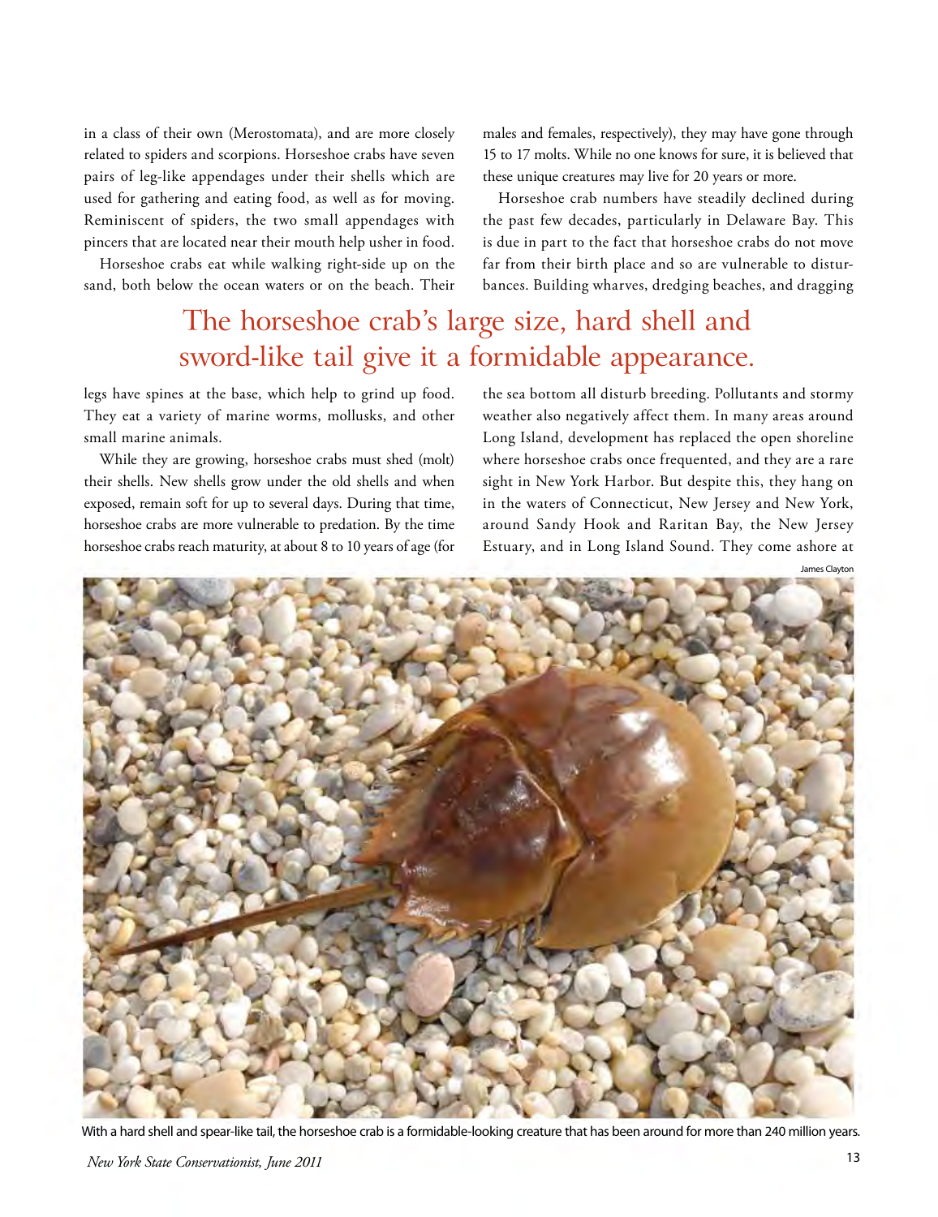in a class of their own (Merostomata), and are more closely related to spiders and scorpions. Horseshoe crabs have seven pairs of leg-like appendages under their shells which are used for gathering and eating food, as well as for moving. Reminiscent of spiders, the two small appendages with pincers that are located near their mouth help usher in food.

Horseshoe crabs eat while walking right-side up on the sand, both below the ocean waters or on the beach. Their legs have spines at the base, which help to grind up food. They eat a variety of marine worms, mollusks, and other small marine animals.

While they are growing, horseshoe crabs must shed (molt) their shells. New shells grow under the old shells and when exposed, remain soft for up to several days. During that time, horseshoe crabs are more vulnerable to predation. By the time horseshoe crabs reach maturity, at about 8 to 10 years of age (for males and females, respectively), they may have gone through 15 to 17 molts. While no one knows for sure, it is believed that these unique creatures may live for 20 years or more.

Horseshoe crab numbers have steadily declined during the past few decades, particularly in Delaware Bay. This is due in part to the fact that horseshoe crabs do not move far from their birth place and so are vulnerable to disturbances. Building wharves, dredging beaches, and dragging the sea bottom all disturb breeding. Pollutants and stormy weather also negatively affect them. In many areas around Long Island, development has replaced the open shoreline where horseshoe crabs once frequented, and they are a rare sight in New York Harbor. But despite this, they hang on in the waters of Connecticut, New Jersey and New York, around Sandy Hook and Raritan Bay, the New Jersey Estuary, and in Long Island Sound. They come ashore at

> The horseshoe crab's large size, hard shell and sword-like tail give it a formidable appearance.

James Clayton

With a hard shell and spear-like tail, the horseshoe crab is a formidable-looking creature that has been around for more than 240 million years.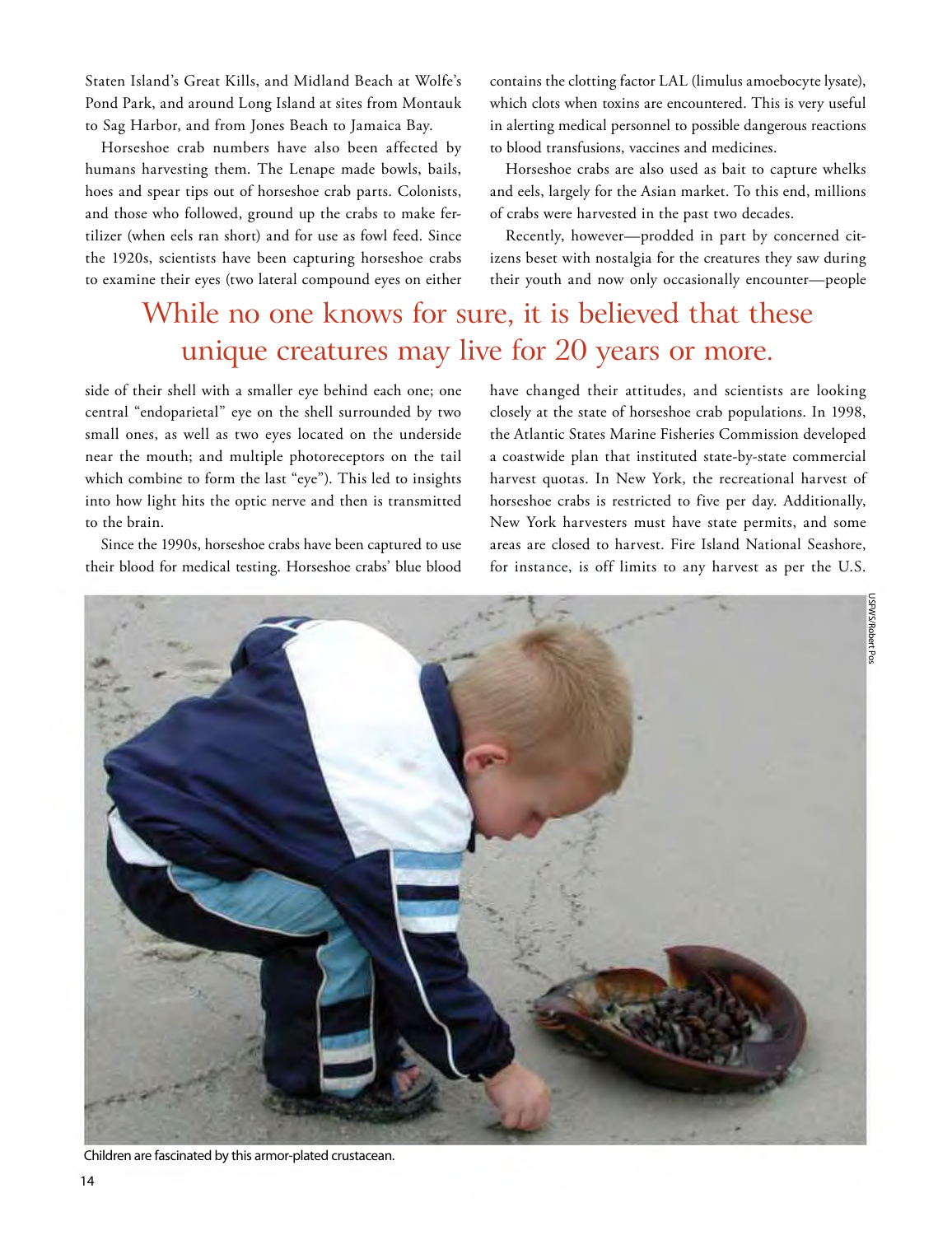Staten Island's Great Kills, and Midland Beach at Wolfe's Pond Park, and around Long Island at sites from Montauk to Sag Harbor, and from Jones Beach to Jamaica Bay.

Horseshoe crab numbers have also been affected by humans harvesting them. The Lenape made bowls, bails, hoes and spear tips out of horseshoe crab parts. Colonists, and those who followed, ground up the crabs to make fertilizer (when eels ran short) and for use as fowl feed. Since the 1920s, scientists have been capturing horseshoe crabs to examine their eyes (two lateral compound eyes on either side of their shell with a smaller eye behind each one; one central "endoparietal" eye on the shell surrounded by two small ones, as well as two eyes located on the underside near the mouth; and multiple photoreceptors on the tail which combine to form the last "eye"). This led to insights into how light hits the optic nerve and then is transmitted to the brain.

Since the 1990s, horseshoe crabs have been captured to use their blood for medical testing. Horseshoe crabs' blue blood contains the clotting factor LAL (limulus amoebocyte lysate), which clots when toxins are encountered. This is very useful in alerting medical personnel to possible dangerous reactions to blood transfusions, vaccines and medicines.

Horseshoe crabs are also used as bait to capture whelks and eels, largely for the Asian market. To this end, millions of crabs were harvested in the past two decades.

Recently, however—prodded in part by concerned citizens beset with nostalgia for the creatures they saw during their youth and now only occasionally encounter—people have changed their attitudes, and scientists are looking closely at the state of horseshoe crab populations. In 1998, the Atlantic States Marine Fisheries Commission developed a coastwide plan that instituted state-by-state commercial harvest quotas. In New York, the recreational harvest of horseshoe crabs is restricted to five per day. Additionally, New York harvesters must have state permits, and some areas are closed to harvest. Fire Island National Seashore, for instance, is off limits to any harvest as per the U.S.

While no one knows for sure, it is believed that these unique creatures may live for 20 years or more.

USFWS/Robert Pos

Children are fascinated by this armor-plated crustacean.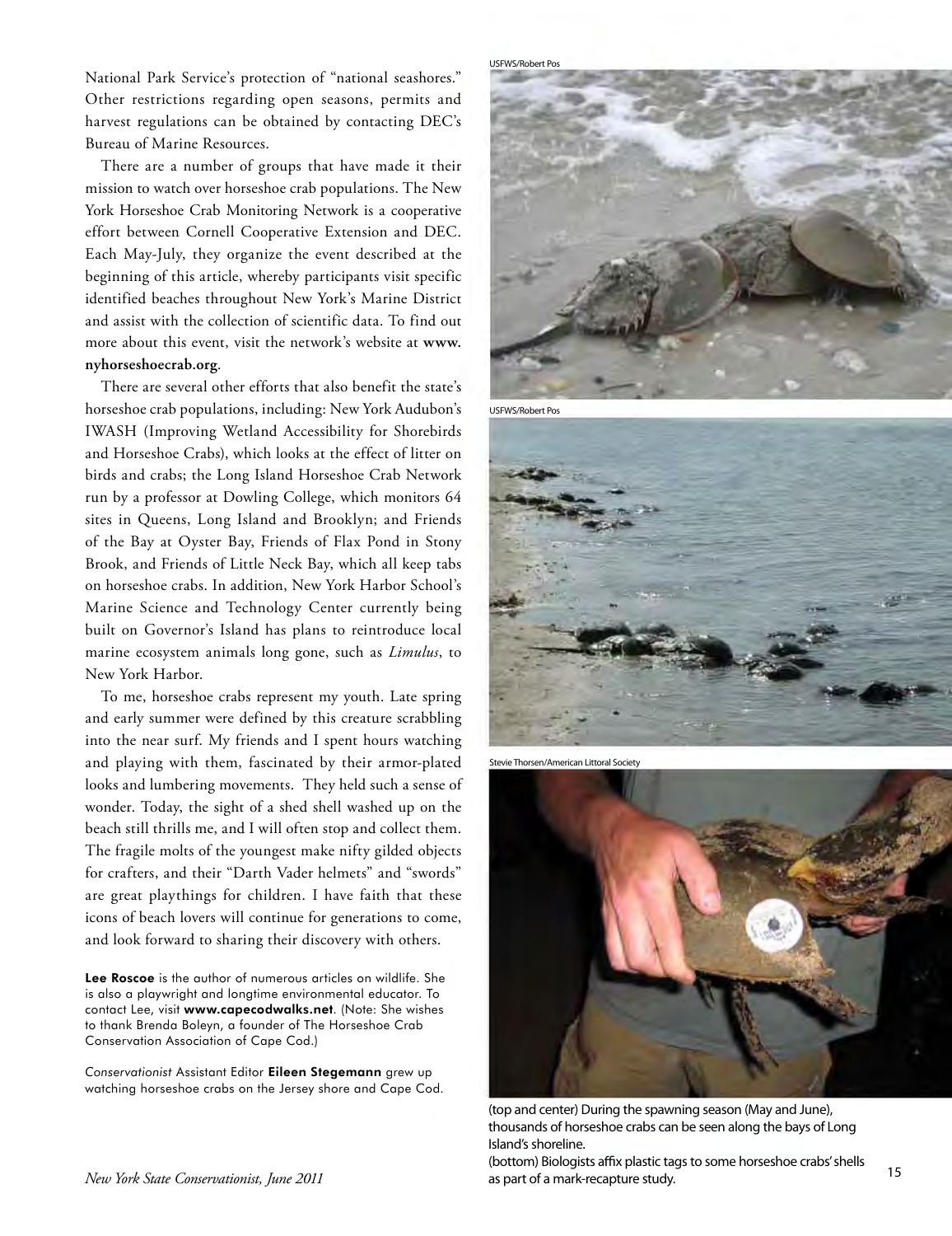National Park Service's protection of "national seashores." Other restrictions regarding open seasons, permits and harvest regulations can be obtained by contacting DEC's Bureau of Marine Resources.

There are a number of groups that have made it their mission to watch over horseshoe crab populations. The New York Horseshoe Crab Monitoring Network is a cooperative effort between Cornell Cooperative Extension and DEC. Each May-July, they organize the event described at the beginning of this article, whereby participants visit specific identified beaches throughout New York's Marine District and assist with the collection of scientific data. To find out more about this event, visit the network's website at **www.nyhorseshoecrab.org**.

There are several other efforts that also benefit the state's horseshoe crab populations, including: New York Audubon's IWASH (Improving Wetland Accessibility for Shorebirds and Horseshoe Crabs), which looks at the effect of litter on birds and crabs; the Long Island Horseshoe Crab Network run by a professor at Dowling College, which monitors 64 sites in Queens, Long Island and Brooklyn; and Friends of the Bay at Oyster Bay, Friends of Flax Pond in Stony Brook, and Friends of Little Neck Bay, which all keep tabs on horseshoe crabs. In addition, New York Harbor School's Marine Science and Technology Center currently being built on Governor's Island has plans to reintroduce local marine ecosystem animals long gone, such as *Limulus*, to New York Harbor.

To me, horseshoe crabs represent my youth. Late spring and early summer were defined by this creature scrabbling into the near surf. My friends and I spent hours watching and playing with them, fascinated by their armor-plated looks and lumbering movements. They held such a sense of wonder. Today, the sight of a shed shell washed up on the beach still thrills me, and I will often stop and collect them. The fragile molts of the youngest make nifty gilded objects for crafters, and their "Darth Vader helmets" and "swords" are great playthings for children. I have faith that these icons of beach lovers will continue for generations to come, and look forward to sharing their discovery with others.

**Lee Roscoe** is the author of numerous articles on wildlife. She is also a playwright and longtime environmental educator. To contact Lee, visit **www.capecodwalks.net**. (Note: She wishes to thank Brenda Boleyn, a founder of The Horseshoe Crab Conservation Association of Cape Cod.)

*Conservationist* Assistant Editor **Eileen Stegemann** grew up watching horseshoe crabs on the Jersey shore and Cape Cod.

USFWS/Robert Pos

USFWS/Robert Pos

Stevie Thorsen/American Littoral Society

(top and center) During the spawning season (May and June), thousands of horseshoe crabs can be seen along the bays of Long Island's shoreline.
(bottom) Biologists affix plastic tags to some horseshoe crabs' shells as part of a mark-recapture study.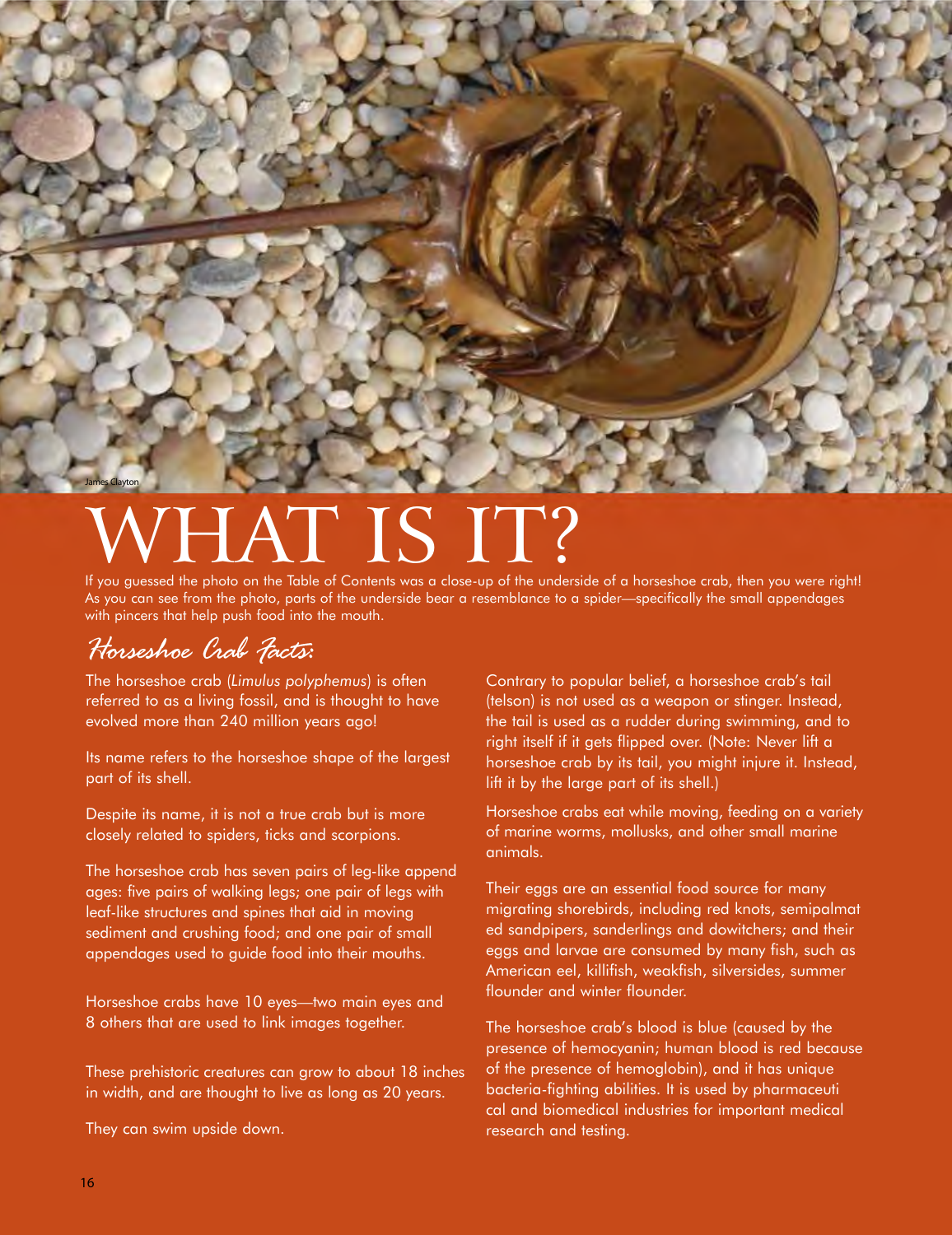James Clayton

# WHAT IS IT?

If you guessed the photo on the Table of Contents was a close-up of the underside of a horseshoe crab, then you were right! As you can see from the photo, parts of the underside bear a resemblance to a spider—specifically the small appendages with pincers that help push food into the mouth.

## Horseshoe Crab Facts:

The horseshoe crab (*Limulus polyphemus*) is often referred to as a living fossil, and is thought to have evolved more than 240 million years ago!

Its name refers to the horseshoe shape of the largest part of its shell.

Despite its name, it is not a true crab but is more closely related to spiders, ticks and scorpions.

The horseshoe crab has seven pairs of leg-like appendages: five pairs of walking legs; one pair of legs with leaf-like structures and spines that aid in moving sediment and crushing food; and one pair of small appendages used to guide food into their mouths.

Horseshoe crabs have 10 eyes—two main eyes and 8 others that are used to link images together.

These prehistoric creatures can grow to about 18 inches in width, and are thought to live as long as 20 years.

They can swim upside down.

Contrary to popular belief, a horseshoe crab's tail (telson) is not used as a weapon or stinger. Instead, the tail is used as a rudder during swimming, and to right itself if it gets flipped over. (Note: Never lift a horseshoe crab by its tail, you might injure it. Instead, lift it by the large part of its shell.)

Horseshoe crabs eat while moving, feeding on a variety of marine worms, mollusks, and other small marine animals.

Their eggs are an essential food source for many migrating shorebirds, including red knots, semipalmated sandpipers, sanderlings and dowitchers; and their eggs and larvae are consumed by many fish, such as American eel, killifish, weakfish, silversides, summer flounder and winter flounder.

The horseshoe crab's blood is blue (caused by the presence of hemocyanin; human blood is red because of the presence of hemoglobin), and it has unique bacteria-fighting abilities. It is used by pharmaceutical and biomedical industries for important medical research and testing.